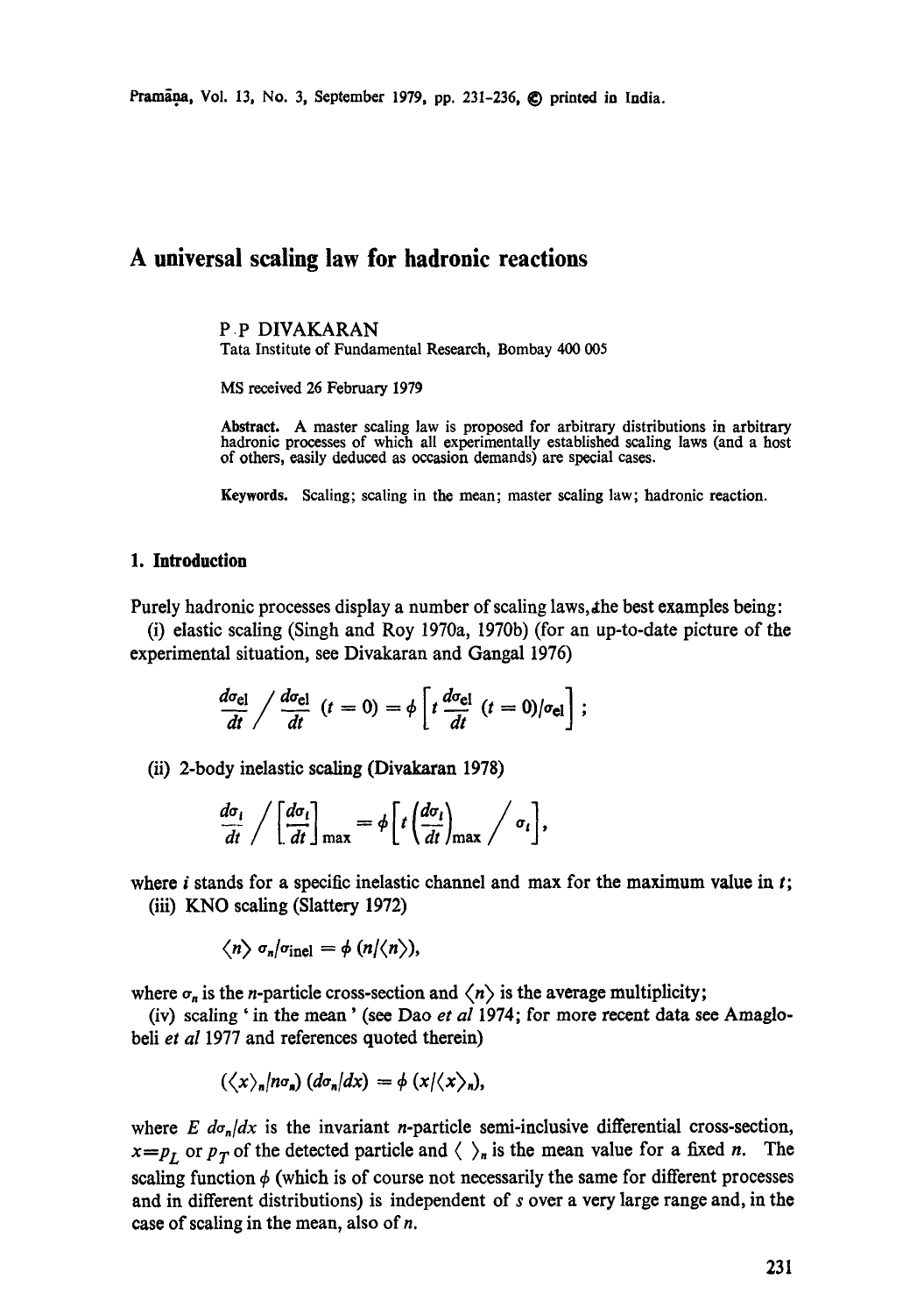# A universal scaling law for hadronic reactions

P P DIVAKARAN

Tata Institute of Fundamental Research, Bombay 400 005

MS received 26 February 1979

**Abstract.** A master scaling law is proposed for arbitrary distributions in arbitrary hadronic processes of which all experimentally established scaling laws (and a host of others, easily deduced as occasion demands) are special cases.

**Keywords.** Scaling; scaling in the mean; master scaling law; hadronic reaction.

## 1. Introduction

Purely hadronic processes display a number of scaling laws, the best examples being:

(i) elastic scaling (Singh and Roy 1970a, 1970b) (for an up-to-date picture of the experimental situation, see Divakaran and Gangal 1976)

$$\frac{d\sigma_{el}}{dt} \Big/ \frac{d\sigma_{el}}{dt}\,(t=0) = \phi\left[t\,\frac{d\sigma_{el}}{dt}\,(t=0)/\sigma_{el}\right];$$

(ii) 2-body inelastic scaling (Divakaran 1978)

$$\frac{d\sigma_i}{dt} \Big/ \left[\frac{d\sigma_i}{dt}\right]_{\max} = \phi\left[t\left(\frac{d\sigma_i}{dt}\right)_{\max} \Big/ \sigma_i\right],$$

where $i$ stands for a specific inelastic channel and max for the maximum value in $t$;

(iii) KNO scaling (Slattery 1972)

$$\langle n\rangle\, \sigma_n/\sigma_{\text{inel}} = \phi\,(n/\langle n\rangle),$$

where $\sigma_n$ is the $n$-particle cross-section and $\langle n\rangle$ is the average multiplicity;

(iv) scaling 'in the mean' (see Dao *et al* 1974; for more recent data see Amaglobeli *et al* 1977 and references quoted therein)

$$(\langle x\rangle_n/n\sigma_n)\,(d\sigma_n/dx) = \phi\,(x/\langle x\rangle_n),$$

where $E\, d\sigma_n/dx$ is the invariant $n$-particle semi-inclusive differential cross-section, $x = p_L$ or $p_T$ of the detected particle and $\langle\ \rangle_n$ is the mean value for a fixed $n$. The scaling function $\phi$ (which is of course not necessarily the same for different processes and in different distributions) is independent of $s$ over a very large range and, in the case of scaling in the mean, also of $n$.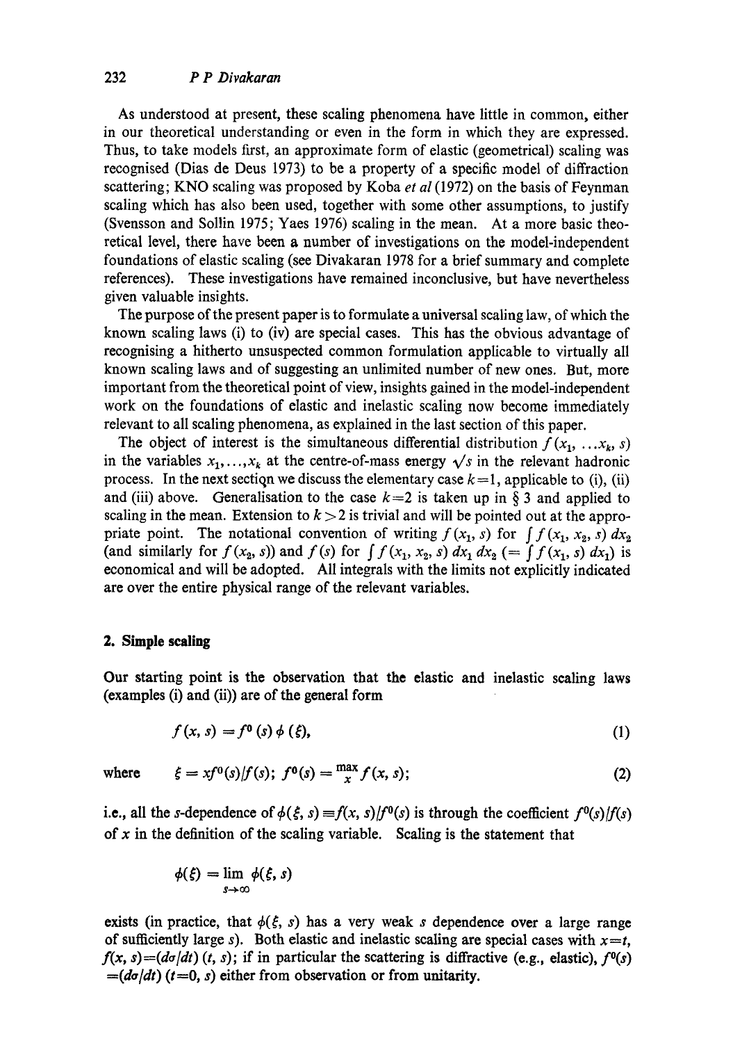As understood at present, these scaling phenomena have little in common, either in our theoretical understanding or even in the form in which they are expressed. Thus, to take models first, an approximate form of elastic (geometrical) scaling was recognised (Dias de Deus 1973) to be a property of a specific model of diffraction scattering; KNO scaling was proposed by Koba *et al* (1972) on the basis of Feynman scaling which has also been used, together with some other assumptions, to justify (Svensson and Sollin 1975; Yaes 1976) scaling in the mean. At a more basic theoretical level, there have been a number of investigations on the model-independent foundations of elastic scaling (see Divakaran 1978 for a brief summary and complete references). These investigations have remained inconclusive, but have nevertheless given valuable insights.

The purpose of the present paper is to formulate a universal scaling law, of which the known scaling laws (i) to (iv) are special cases. This has the obvious advantage of recognising a hitherto unsuspected common formulation applicable to virtually all known scaling laws and of suggesting an unlimited number of new ones. But, more important from the theoretical point of view, insights gained in the model-independent work on the foundations of elastic and inelastic scaling now become immediately relevant to all scaling phenomena, as explained in the last section of this paper.

The object of interest is the simultaneous differential distribution $f(x_1, \ldots x_k, s)$ in the variables $x_1, \ldots, x_k$ at the centre-of-mass energy $\sqrt{s}$ in the relevant hadronic process. In the next section we discuss the elementary case $k=1$, applicable to (i), (ii) and (iii) above. Generalisation to the case $k=2$ is taken up in § 3 and applied to scaling in the mean. Extension to $k > 2$ is trivial and will be pointed out at the appropriate point. The notational convention of writing $f(x_1, s)$ for $\int f(x_1, x_2, s)\, dx_2$ (and similarly for $f(x_2, s)$) and $f(s)$ for $\int f(x_1, x_2, s)\, dx_1\, dx_2$ $(= \int f(x_1, s)\, dx_1)$ is economical and will be adopted. All integrals with the limits not explicitly indicated are over the entire physical range of the relevant variables.

## 2. Simple scaling

Our starting point is the observation that the elastic and inelastic scaling laws (examples (i) and (ii)) are of the general form

$$f(x, s) = f^0(s)\, \phi(\xi), \tag{1}$$

where $\xi = x f^0(s)/f(s)$; $f^0(s) = \max_x f(x, s)$; $\qquad (2)$

i.e., all the $s$-dependence of $\phi(\xi, s) \equiv f(x, s)/f^0(s)$ is through the coefficient $f^0(s)/f(s)$ of $x$ in the definition of the scaling variable. Scaling is the statement that

$$\phi(\xi) = \lim_{s \to \infty} \phi(\xi, s)$$

exists (in practice, that $\phi(\xi, s)$ has a very weak $s$ dependence over a large range of sufficiently large $s$). Both elastic and inelastic scaling are special cases with $x=t$, $f(x, s) = (d\sigma/dt)(t, s)$; if in particular the scattering is diffractive (e.g., elastic), $f^0(s) = (d\sigma/dt)(t=0, s)$ either from observation or from unitarity.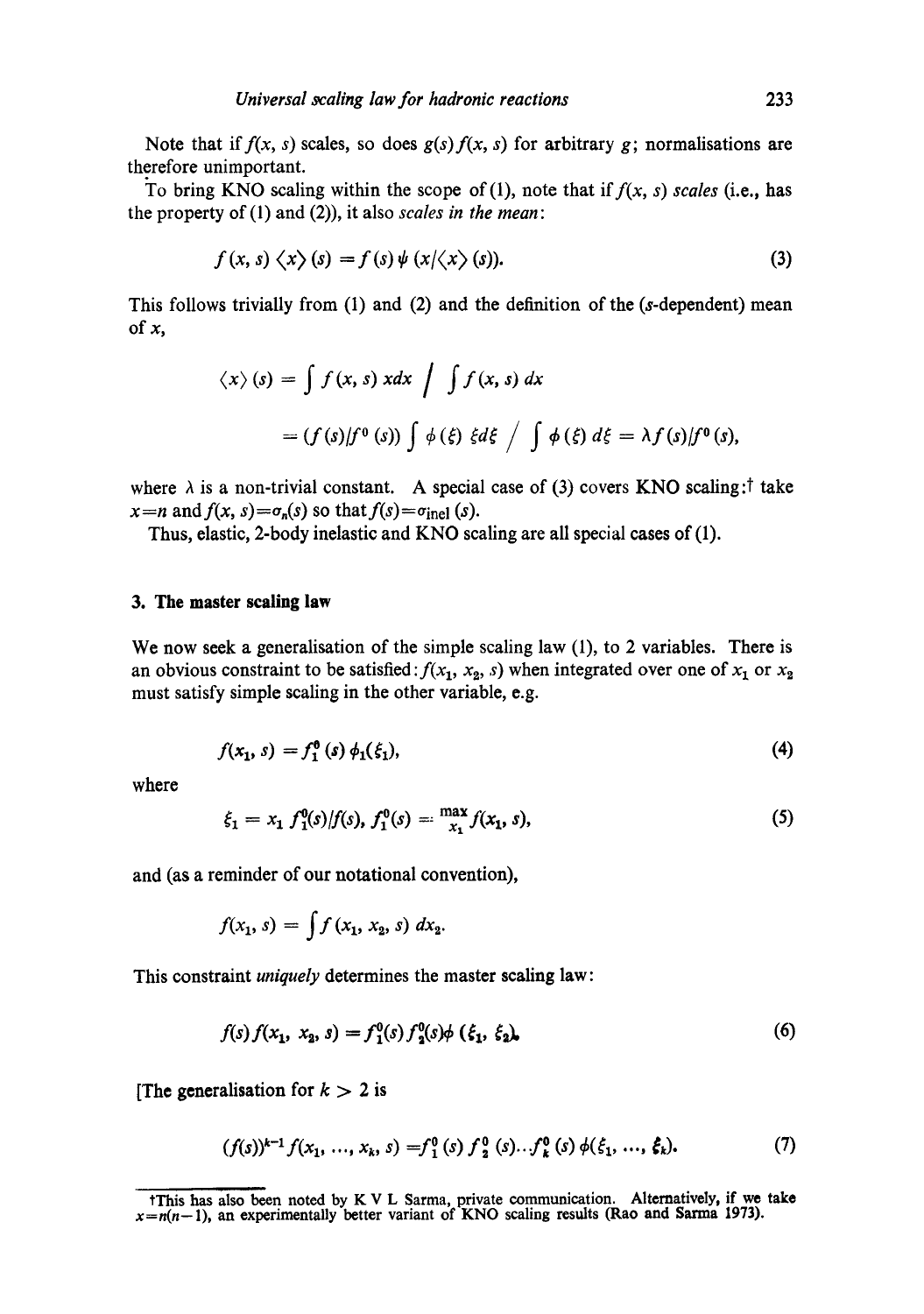Note that if $f(x, s)$ scales, so does $g(s) f(x, s)$ for arbitrary $g$; normalisations are therefore unimportant.

To bring KNO scaling within the scope of (1), note that if $f(x, s)$ *scales* (i.e., has the property of (1) and (2)), it also *scales in the mean*:

$$f(x, s) \langle x \rangle (s) = f(s) \psi (x / \langle x \rangle (s)). \tag{3}$$

This follows trivially from (1) and (2) and the definition of the ($s$-dependent) mean of $x$,

$$\langle x \rangle (s) = \int f(x, s)\, x dx \Big/ \int f(x, s)\, dx$$

$$= (f(s)/f^0(s)) \int \phi(\xi)\, \xi d\xi \Big/ \int \phi(\xi)\, d\xi = \lambda f(s)/f^0(s),$$

where $\lambda$ is a non-trivial constant. A special case of (3) covers KNO scaling:† take $x = n$ and $f(x, s) = \sigma_n(s)$ so that $f(s) = \sigma_{\text{inel}}(s)$.

Thus, elastic, 2-body inelastic and KNO scaling are all special cases of (1).

## 3. The master scaling law

We now seek a generalisation of the simple scaling law (1), to 2 variables. There is an obvious constraint to be satisfied: $f(x_1, x_2, s)$ when integrated over one of $x_1$ or $x_2$ must satisfy simple scaling in the other variable, e.g.

$$f(x_1, s) = f_1^0(s)\, \phi_1(\xi_1), \tag{4}$$

where

$$\xi_1 = x_1\, f_1^0(s)/f(s),\ f_1^0(s) = \max_{x_1} f(x_1, s), \tag{5}$$

and (as a reminder of our notational convention),

$$f(x_1, s) = \int f(x_1, x_2, s)\, dx_2.$$

This constraint *uniquely* determines the master scaling law:

$$f(s) f(x_1, x_2, s) = f_1^0(s) f_2^0(s) \phi(\xi_1, \xi_2). \tag{6}$$

[The generalisation for $k > 2$ is

$$(f(s))^{k-1} f(x_1, \ldots, x_k, s) = f_1^0(s)\, f_2^0(s) \ldots f_k^0(s)\, \phi(\xi_1, \ldots, \xi_k). \tag{7}$$

---

†This has also been noted by K V L Sarma, private communication. Alternatively, if we take $x = n(n-1)$, an experimentally better variant of KNO scaling results (Rao and Sarma 1973).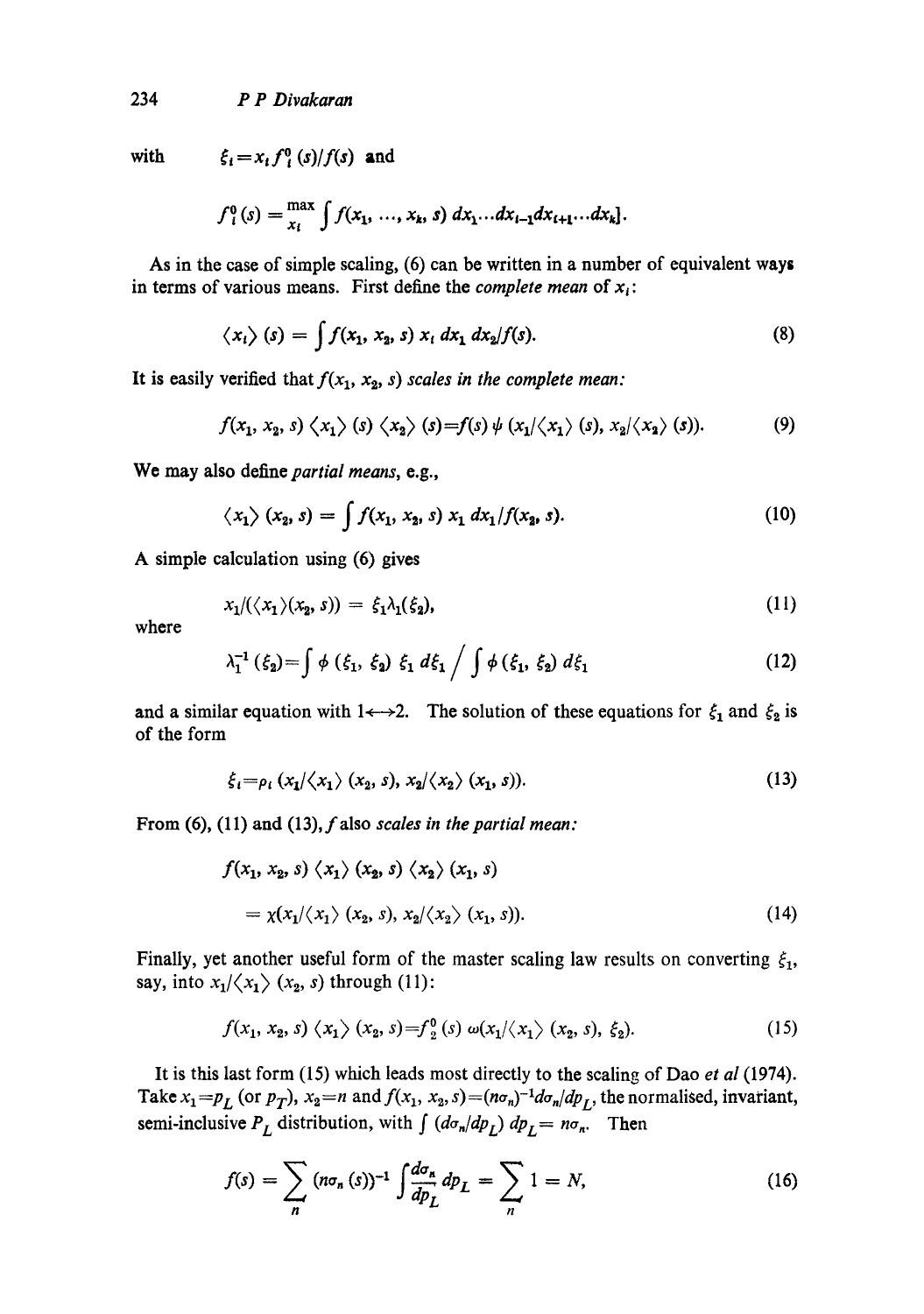with $\xi_i = x_i f_i^0(s)/f(s)$ and

$$f_i^0(s) = \max_{x_i} \int f(x_1, \ldots, x_k, s)\, dx_1 \ldots dx_{i-1} dx_{i+1} \ldots dx_k].$$

As in the case of simple scaling, (6) can be written in a number of equivalent ways in terms of various means. First define the *complete mean* of $x_i$:

$$\langle x_i \rangle (s) = \int f(x_1, x_2, s)\, x_i\, dx_1\, dx_2 / f(s). \tag{8}$$

It is easily verified that $f(x_1, x_2, s)$ *scales in the complete mean:*

$$f(x_1, x_2, s) \langle x_1 \rangle (s) \langle x_2 \rangle (s) = f(s)\, \psi\, (x_1/\langle x_1 \rangle (s), x_2/\langle x_2 \rangle (s)). \tag{9}$$

We may also define *partial means*, e.g.,

$$\langle x_1 \rangle (x_2, s) = \int f(x_1, x_2, s)\, x_1\, dx_1 / f(x_2, s). \tag{10}$$

A simple calculation using (6) gives

$$x_1/(\langle x_1 \rangle (x_2, s)) = \xi_1 \lambda_1(\xi_2), \tag{11}$$

where

$$\lambda_1^{-1}(\xi_2) = \int \phi\, (\xi_1, \xi_2)\, \xi_1\, d\xi_1 \bigg/ \int \phi\, (\xi_1, \xi_2)\, d\xi_1 \tag{12}$$

and a similar equation with $1 \longleftrightarrow 2$. The solution of these equations for $\xi_1$ and $\xi_2$ is of the form

$$\xi_i = \rho_i\, (x_1/\langle x_1 \rangle (x_2, s), x_2/\langle x_2 \rangle (x_1, s)). \tag{13}$$

From (6), (11) and (13), $f$ also *scales in the partial mean:*

$$f(x_1, x_2, s) \langle x_1 \rangle (x_2, s) \langle x_2 \rangle (x_1, s)$$
$$= \chi(x_1/\langle x_1 \rangle (x_2, s), x_2/\langle x_2 \rangle (x_1, s)). \tag{14}$$

Finally, yet another useful form of the master scaling law results on converting $\xi_1$, say, into $x_1/\langle x_1 \rangle (x_2, s)$ through (11):

$$f(x_1, x_2, s) \langle x_1 \rangle (x_2, s) = f_2^0(s)\, \omega(x_1/\langle x_1 \rangle (x_2, s), \xi_2). \tag{15}$$

It is this last form (15) which leads most directly to the scaling of Dao *et al* (1974). Take $x_1 = p_L$ (or $p_T$), $x_2 = n$ and $f(x_1, x_2, s) = (n\sigma_n)^{-1} d\sigma_n/dp_L$, the normalised, invariant, semi-inclusive $P_L$ distribution, with $\int (d\sigma_n/dp_L)\, dp_L = n\sigma_n$. Then

$$f(s) = \sum_n (n\sigma_n(s))^{-1} \int \frac{d\sigma_n}{dp_L} dp_L = \sum_n 1 = N, \tag{16}$$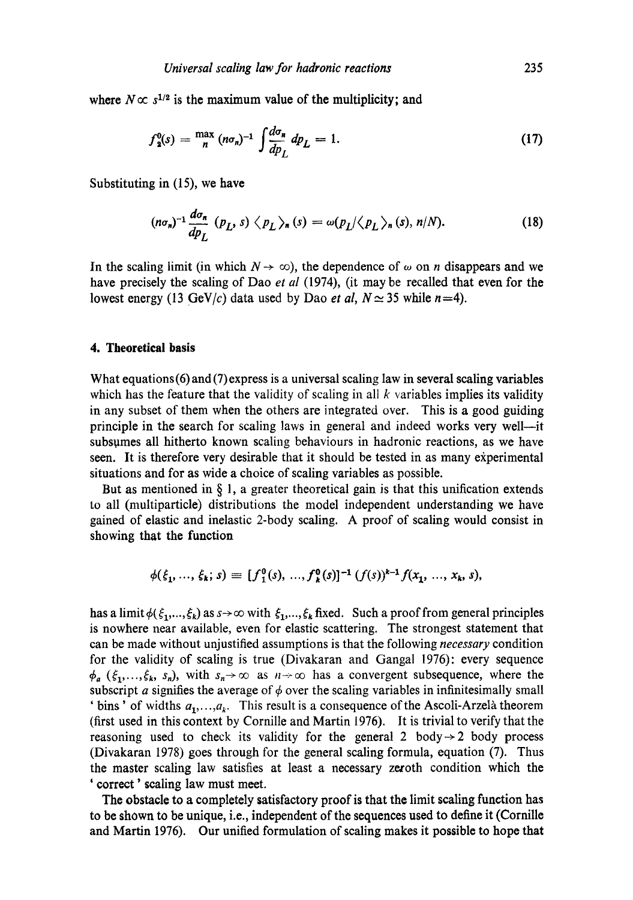where $N \propto s^{1/2}$ is the maximum value of the multiplicity; and

$$f_2^0(s) = \max_n (n\sigma_n)^{-1} \int \frac{d\sigma_n}{dp_L} dp_L = 1. \tag{17}$$

Substituting in (15), we have

$$(n\sigma_n)^{-1} \frac{d\sigma_n}{dp_L} (p_L, s) \langle p_L \rangle_n (s) = \omega(p_L/\langle p_L \rangle_n (s), n/N). \tag{18}$$

In the scaling limit (in which $N \to \infty$), the dependence of $\omega$ on $n$ disappears and we have precisely the scaling of Dao *et al* (1974), (it may be recalled that even for the lowest energy (13 GeV/$c$) data used by Dao *et al*, $N \simeq 35$ while $n=4$).

## 4. Theoretical basis

What equations (6) and (7) express is a universal scaling law in several scaling variables which has the feature that the validity of scaling in all $k$ variables implies its validity in any subset of them when the others are integrated over. This is a good guiding principle in the search for scaling laws in general and indeed works very well—it subsumes all hitherto known scaling behaviours in hadronic reactions, as we have seen. It is therefore very desirable that it should be tested in as many experimental situations and for as wide a choice of scaling variables as possible.

But as mentioned in § 1, a greater theoretical gain is that this unification extends to all (multiparticle) distributions the model independent understanding we have gained of elastic and inelastic 2-body scaling. A proof of scaling would consist in showing that the function

$$\phi(\xi_1, \ldots, \xi_k; s) \equiv [f_1^0(s), \ldots, f_k^0(s)]^{-1} (f(s))^{k-1} f(x_1, \ldots, x_k, s),$$

has a limit $\phi(\xi_1, \ldots, \xi_k)$ as $s \to \infty$ with $\xi_1, \ldots, \xi_k$ fixed. Such a proof from general principles is nowhere near available, even for elastic scattering. The strongest statement that can be made without unjustified assumptions is that the following *necessary* condition for the validity of scaling is true (Divakaran and Gangal 1976): every sequence $\phi_a(\xi_1, \ldots, \xi_k, s_n)$, with $s_n \to \infty$ as $n \to \infty$ has a convergent subsequence, where the subscript $a$ signifies the average of $\phi$ over the scaling variables in infinitesimally small 'bins' of widths $a_1, \ldots, a_k$. This result is a consequence of the Ascoli-Arzelà theorem (first used in this context by Cornille and Martin 1976). It is trivial to verify that the reasoning used to check its validity for the general 2 body $\to$ 2 body process (Divakaran 1978) goes through for the general scaling formula, equation (7). Thus the master scaling law satisfies at least a necessary zeroth condition which the 'correct' scaling law must meet.

The obstacle to a completely satisfactory proof is that the limit scaling function has to be shown to be unique, i.e., independent of the sequences used to define it (Cornille and Martin 1976). Our unified formulation of scaling makes it possible to hope that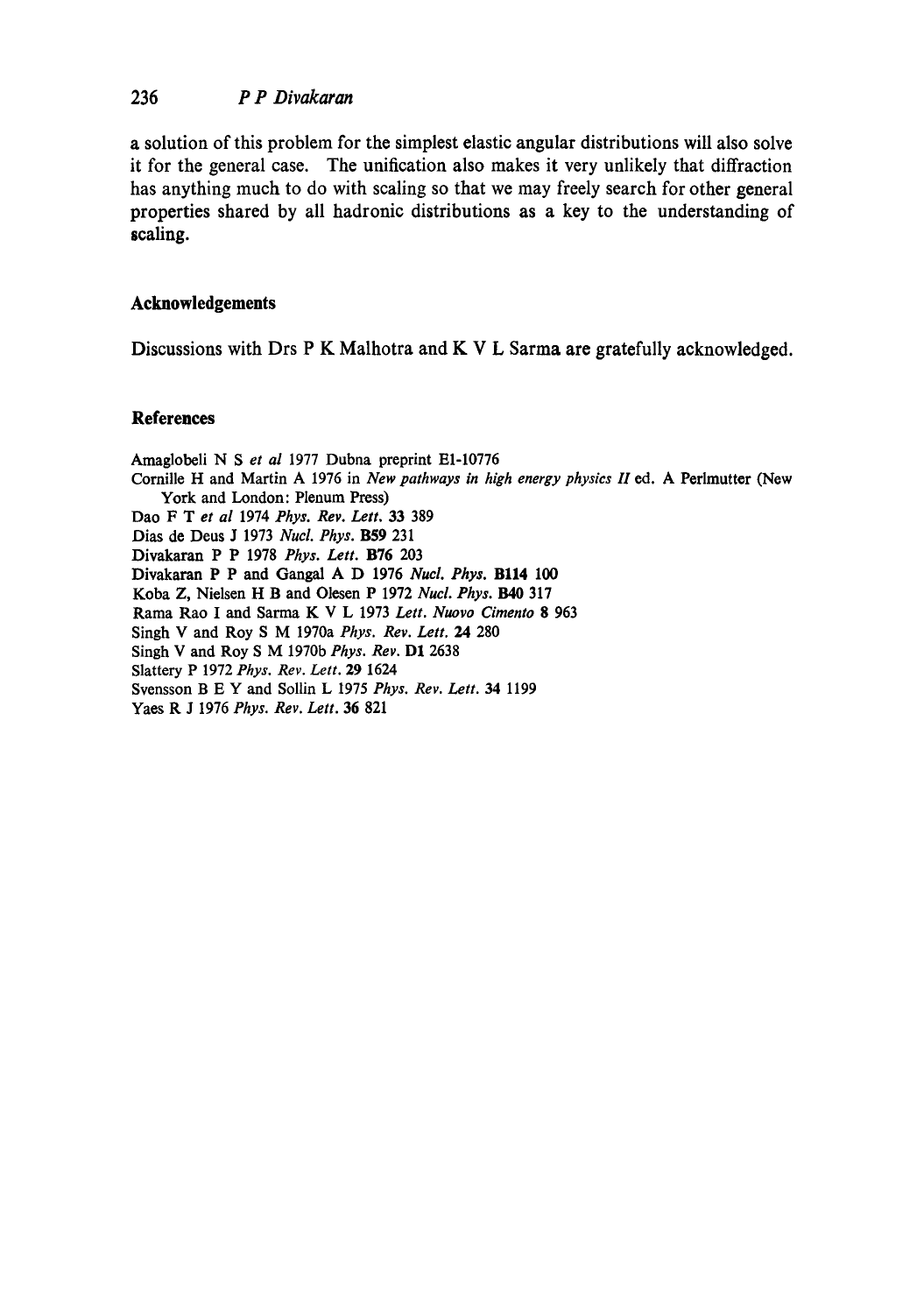a solution of this problem for the simplest elastic angular distributions will also solve it for the general case. The unification also makes it very unlikely that diffraction has anything much to do with scaling so that we may freely search for other general properties shared by all hadronic distributions as a key to the understanding of scaling.

## Acknowledgements

Discussions with Drs P K Malhotra and K V L Sarma are gratefully acknowledged.

## References

Amaglobeli N S *et al* 1977 Dubna preprint E1-10776

Cornille H and Martin A 1976 in *New pathways in high energy physics II* ed. A Perlmutter (New York and London: Plenum Press)

Dao F T *et al* 1974 *Phys. Rev. Lett.* **33** 389

Dias de Deus J 1973 *Nucl. Phys.* **B59** 231

Divakaran P P 1978 *Phys. Lett.* **B76** 203

Divakaran P P and Gangal A D 1976 *Nucl. Phys.* **B114** 100

Koba Z, Nielsen H B and Olesen P 1972 *Nucl. Phys.* **B40** 317

Rama Rao I and Sarma K V L 1973 *Lett. Nuovo Cimento* **8** 963

Singh V and Roy S M 1970a *Phys. Rev. Lett.* **24** 280

Singh V and Roy S M 1970b *Phys. Rev.* **D1** 2638

Slattery P 1972 *Phys. Rev. Lett.* **29** 1624

Svensson B E Y and Sollin L 1975 *Phys. Rev. Lett.* **34** 1199

Yaes R J 1976 *Phys. Rev. Lett.* **36** 821